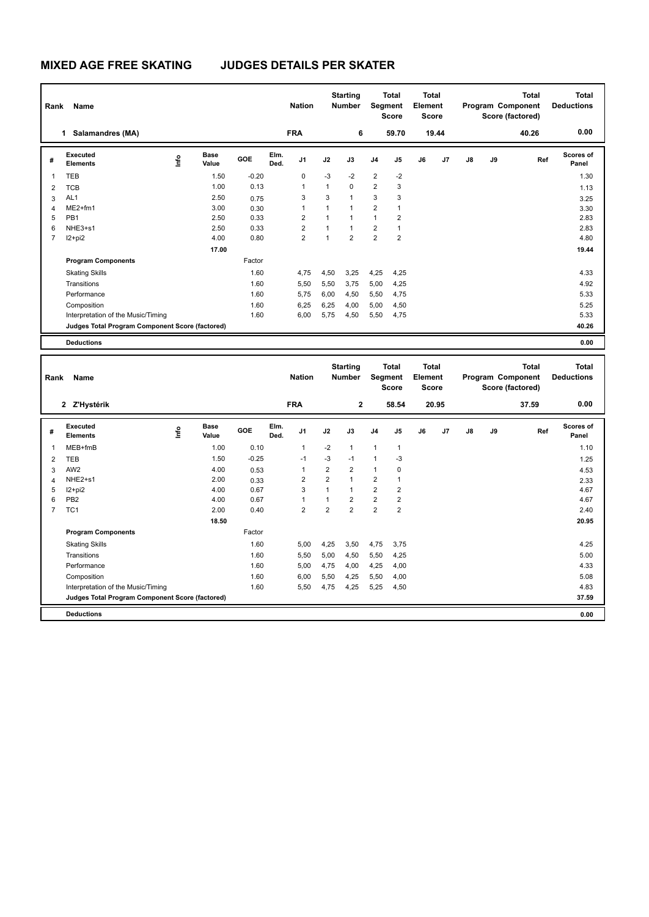# MIXED AGE FREE SKATING JUDGES DETAILS PER SKATER

| Rank | Name | Nation | Starting Number | Total Segment Score | Total Element Score | Total Program Component Score (factored) | Total Deductions |
|---|---|---|---|---|---|---|---|
| 1 | Salamandres (MA) | FRA | 6 | 59.70 | 19.44 | 40.26 | 0.00 |

| # | Executed Elements | Info | Base Value | GOE | Elm. Ded. | J1 | J2 | J3 | J4 | J5 | J6 | J7 | J8 | J9 | Ref | Scores of Panel |
|---|---|---|---|---|---|---|---|---|---|---|---|---|---|---|---|---|
| 1 | TEB | | 1.50 | -0.20 | | 0 | -3 | -2 | 2 | -2 | | | | | | 1.30 |
| 2 | TCB | | 1.00 | 0.13 | | 1 | 1 | 0 | 2 | 3 | | | | | | 1.13 |
| 3 | AL1 | | 2.50 | 0.75 | | 3 | 3 | 1 | 3 | 3 | | | | | | 3.25 |
| 4 | ME2+fm1 | | 3.00 | 0.30 | | 1 | 1 | 1 | 2 | 1 | | | | | | 3.30 |
| 5 | PB1 | | 2.50 | 0.33 | | 2 | 1 | 1 | 1 | 2 | | | | | | 2.83 |
| 6 | NHE3+s1 | | 2.50 | 0.33 | | 2 | 1 | 1 | 2 | 1 | | | | | | 2.83 |
| 7 | I2+pi2 | | 4.00 | 0.80 | | 2 | 1 | 2 | 2 | 2 | | | | | | 4.80 |
| | | | 17.00 | | | | | | | | | | | | | 19.44 |
| | **Program Components** | | | Factor | | | | | | | | | | | | |
| | Skating Skills | | | 1.60 | | 4,75 | 4,50 | 3,25 | 4,25 | 4,25 | | | | | | 4.33 |
| | Transitions | | | 1.60 | | 5,50 | 5,50 | 3,75 | 5,00 | 4,25 | | | | | | 4.92 |
| | Performance | | | 1.60 | | 5,75 | 6,00 | 4,50 | 5,50 | 4,75 | | | | | | 5.33 |
| | Composition | | | 1.60 | | 6,25 | 6,25 | 4,00 | 5,00 | 4,50 | | | | | | 5.25 |
| | Interpretation of the Music/Timing | | | 1.60 | | 6,00 | 5,75 | 4,50 | 5,50 | 4,75 | | | | | | 5.33 |
| | **Judges Total Program Component Score (factored)** | | | | | | | | | | | | | | | 40.26 |
| | **Deductions** | | | | | | | | | | | | | | | 0.00 |

| Rank | Name | Nation | Starting Number | Total Segment Score | Total Element Score | Total Program Component Score (factored) | Total Deductions |
|---|---|---|---|---|---|---|---|
| 2 | Z'Hystérik | FRA | 2 | 58.54 | 20.95 | 37.59 | 0.00 |

| # | Executed Elements | Info | Base Value | GOE | Elm. Ded. | J1 | J2 | J3 | J4 | J5 | J6 | J7 | J8 | J9 | Ref | Scores of Panel |
|---|---|---|---|---|---|---|---|---|---|---|---|---|---|---|---|---|
| 1 | MEB+fmB | | 1.00 | 0.10 | | 1 | -2 | 1 | 1 | 1 | | | | | | 1.10 |
| 2 | TEB | | 1.50 | -0.25 | | -1 | -3 | -1 | 1 | -3 | | | | | | 1.25 |
| 3 | AW2 | | 4.00 | 0.53 | | 1 | 2 | 2 | 1 | 0 | | | | | | 4.53 |
| 4 | NHE2+s1 | | 2.00 | 0.33 | | 2 | 2 | 1 | 2 | 1 | | | | | | 2.33 |
| 5 | I2+pi2 | | 4.00 | 0.67 | | 3 | 1 | 1 | 2 | 2 | | | | | | 4.67 |
| 6 | PB2 | | 4.00 | 0.67 | | 1 | 1 | 2 | 2 | 2 | | | | | | 4.67 |
| 7 | TC1 | | 2.00 | 0.40 | | 2 | 2 | 2 | 2 | 2 | | | | | | 2.40 |
| | | | 18.50 | | | | | | | | | | | | | 20.95 |
| | **Program Components** | | | Factor | | | | | | | | | | | | |
| | Skating Skills | | | 1.60 | | 5,00 | 4,25 | 3,50 | 4,75 | 3,75 | | | | | | 4.25 |
| | Transitions | | | 1.60 | | 5,50 | 5,00 | 4,50 | 5,50 | 4,25 | | | | | | 5.00 |
| | Performance | | | 1.60 | | 5,00 | 4,75 | 4,00 | 4,25 | 4,00 | | | | | | 4.33 |
| | Composition | | | 1.60 | | 6,00 | 5,50 | 4,25 | 5,50 | 4,00 | | | | | | 5.08 |
| | Interpretation of the Music/Timing | | | 1.60 | | 5,50 | 4,75 | 4,25 | 5,25 | 4,50 | | | | | | 4.83 |
| | **Judges Total Program Component Score (factored)** | | | | | | | | | | | | | | | 37.59 |
| | **Deductions** | | | | | | | | | | | | | | | 0.00 |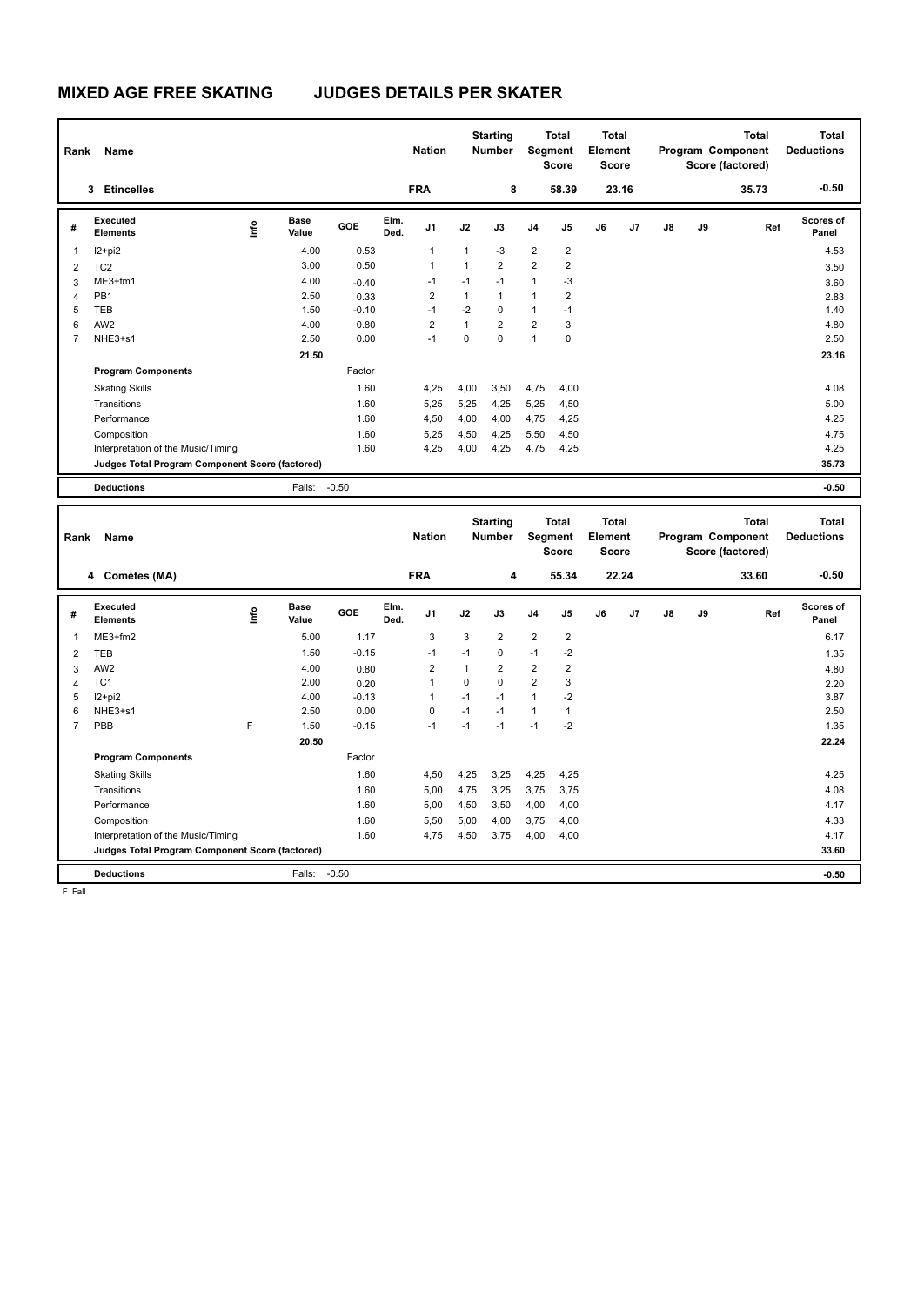# MIXED AGE FREE SKATING JUDGES DETAILS PER SKATER

| Rank | Name | Nation | Starting Number | Total Segment Score | Total Element Score | Total Program Component Score (factored) | Total Deductions |
|---|---|---|---|---|---|---|---|
| 3 | Etincelles | FRA | 8 | 58.39 | 23.16 | 35.73 | -0.50 |

| # | Executed Elements | Info | Base Value | GOE | Elm. Ded. | J1 | J2 | J3 | J4 | J5 | J6 | J7 | J8 | J9 | Ref | Scores of Panel |
|---|---|---|---|---|---|---|---|---|---|---|---|---|---|---|---|---|
| 1 | I2+pi2 | | 4.00 | 0.53 | | 1 | 1 | -3 | 2 | 2 | | | | | | 4.53 |
| 2 | TC2 | | 3.00 | 0.50 | | 1 | 1 | 2 | 2 | 2 | | | | | | 3.50 |
| 3 | ME3+fm1 | | 4.00 | -0.40 | | -1 | -1 | -1 | 1 | -3 | | | | | | 3.60 |
| 4 | PB1 | | 2.50 | 0.33 | | 2 | 1 | 1 | 1 | 2 | | | | | | 2.83 |
| 5 | TEB | | 1.50 | -0.10 | | -1 | -2 | 0 | 1 | -1 | | | | | | 1.40 |
| 6 | AW2 | | 4.00 | 0.80 | | 2 | 1 | 2 | 2 | 3 | | | | | | 4.80 |
| 7 | NHE3+s1 | | 2.50 | 0.00 | | -1 | 0 | 0 | 1 | 0 | | | | | | 2.50 |
| | | | 21.50 | | | | | | | | | | | | | 23.16 |
| | Program Components | | | Factor | | | | | | | | | | | | |
| | Skating Skills | | | 1.60 | | 4,25 | 4,00 | 3,50 | 4,75 | 4,00 | | | | | | 4.08 |
| | Transitions | | | 1.60 | | 5,25 | 5,25 | 4,25 | 5,25 | 4,50 | | | | | | 5.00 |
| | Performance | | | 1.60 | | 4,50 | 4,00 | 4,00 | 4,75 | 4,25 | | | | | | 4.25 |
| | Composition | | | 1.60 | | 5,25 | 4,50 | 4,25 | 5,50 | 4,50 | | | | | | 4.75 |
| | Interpretation of the Music/Timing | | | 1.60 | | 4,25 | 4,00 | 4,25 | 4,75 | 4,25 | | | | | | 4.25 |
| | Judges Total Program Component Score (factored) | | | | | | | | | | | | | | | 35.73 |
| | Deductions | | Falls: | -0.50 | | | | | | | | | | | | -0.50 |

| Rank | Name | Nation | Starting Number | Total Segment Score | Total Element Score | Total Program Component Score (factored) | Total Deductions |
|---|---|---|---|---|---|---|---|
| 4 | Comètes (MA) | FRA | 4 | 55.34 | 22.24 | 33.60 | -0.50 |

| # | Executed Elements | Info | Base Value | GOE | Elm. Ded. | J1 | J2 | J3 | J4 | J5 | J6 | J7 | J8 | J9 | Ref | Scores of Panel |
|---|---|---|---|---|---|---|---|---|---|---|---|---|---|---|---|---|
| 1 | ME3+fm2 | | 5.00 | 1.17 | | 3 | 3 | 2 | 2 | 2 | | | | | | 6.17 |
| 2 | TEB | | 1.50 | -0.15 | | -1 | -1 | 0 | -1 | -2 | | | | | | 1.35 |
| 3 | AW2 | | 4.00 | 0.80 | | 2 | 1 | 2 | 2 | 2 | | | | | | 4.80 |
| 4 | TC1 | | 2.00 | 0.20 | | 1 | 0 | 0 | 2 | 3 | | | | | | 2.20 |
| 5 | I2+pi2 | | 4.00 | -0.13 | | 1 | -1 | -1 | 1 | -2 | | | | | | 3.87 |
| 6 | NHE3+s1 | | 2.50 | 0.00 | | 0 | -1 | -1 | 1 | 1 | | | | | | 2.50 |
| 7 | PBB | F | 1.50 | -0.15 | | -1 | -1 | -1 | -1 | -2 | | | | | | 1.35 |
| | | | 20.50 | | | | | | | | | | | | | 22.24 |
| | Program Components | | | Factor | | | | | | | | | | | | |
| | Skating Skills | | | 1.60 | | 4,50 | 4,25 | 3,25 | 4,25 | 4,25 | | | | | | 4.25 |
| | Transitions | | | 1.60 | | 5,00 | 4,75 | 3,25 | 3,75 | 3,75 | | | | | | 4.08 |
| | Performance | | | 1.60 | | 5,00 | 4,50 | 3,50 | 4,00 | 4,00 | | | | | | 4.17 |
| | Composition | | | 1.60 | | 5,50 | 5,00 | 4,00 | 3,75 | 4,00 | | | | | | 4.33 |
| | Interpretation of the Music/Timing | | | 1.60 | | 4,75 | 4,50 | 3,75 | 4,00 | 4,00 | | | | | | 4.17 |
| | Judges Total Program Component Score (factored) | | | | | | | | | | | | | | | 33.60 |
| | Deductions | | Falls: | -0.50 | | | | | | | | | | | | -0.50 |

F Fall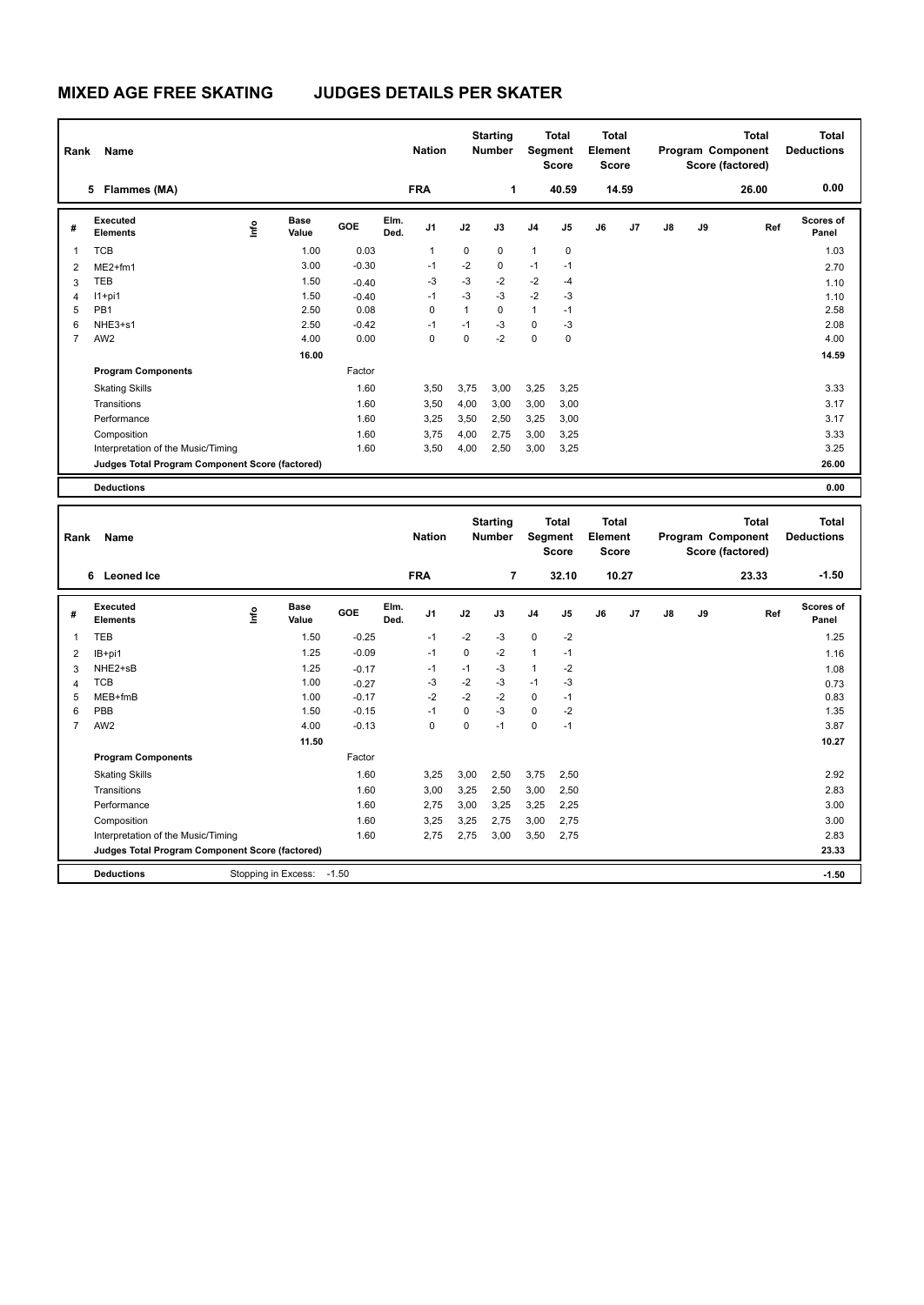# MIXED AGE FREE SKATING JUDGES DETAILS PER SKATER

| Rank | Name | Nation | Starting Number | Total Segment Score | Total Element Score | Total Program Component Score (factored) | Total Deductions |
|---|---|---|---|---|---|---|---|
| 5 | Flammes (MA) | FRA | 1 | 40.59 | 14.59 | 26.00 | 0.00 |

| # | Executed Elements | Info | Base Value | GOE | Elm. Ded. | J1 | J2 | J3 | J4 | J5 | J6 | J7 | J8 | J9 | Ref | Scores of Panel |
|---|---|---|---|---|---|---|---|---|---|---|---|---|---|---|---|---|
| 1 | TCB | | 1.00 | 0.03 | | 1 | 0 | 0 | 1 | 0 | | | | | | 1.03 |
| 2 | ME2+fm1 | | 3.00 | -0.30 | | -1 | -2 | 0 | -1 | -1 | | | | | | 2.70 |
| 3 | TEB | | 1.50 | -0.40 | | -3 | -3 | -2 | -2 | -4 | | | | | | 1.10 |
| 4 | I1+pi1 | | 1.50 | -0.40 | | -1 | -3 | -3 | -2 | -3 | | | | | | 1.10 |
| 5 | PB1 | | 2.50 | 0.08 | | 0 | 1 | 0 | 1 | -1 | | | | | | 2.58 |
| 6 | NHE3+s1 | | 2.50 | -0.42 | | -1 | -1 | -3 | 0 | -3 | | | | | | 2.08 |
| 7 | AW2 | | 4.00 | 0.00 | | 0 | 0 | -2 | 0 | 0 | | | | | | 4.00 |
| | | | 16.00 | | | | | | | | | | | | | 14.59 |

| Program Components | Factor | J1 | J2 | J3 | J4 | J5 | J6 | J7 | J8 | J9 | Scores of Panel |
|---|---|---|---|---|---|---|---|---|---|---|---|
| Skating Skills | 1.60 | 3,50 | 3,75 | 3,00 | 3,25 | 3,25 | | | | | 3.33 |
| Transitions | 1.60 | 3,50 | 4,00 | 3,00 | 3,00 | 3,00 | | | | | 3.17 |
| Performance | 1.60 | 3,25 | 3,50 | 2,50 | 3,25 | 3,00 | | | | | 3.17 |
| Composition | 1.60 | 3,75 | 4,00 | 2,75 | 3,00 | 3,25 | | | | | 3.33 |
| Interpretation of the Music/Timing | 1.60 | 3,50 | 4,00 | 2,50 | 3,00 | 3,25 | | | | | 3.25 |
| Judges Total Program Component Score (factored) | | | | | | | | | | | 26.00 |

| Deductions | | 0.00 |
|---|---|---|

| Rank | Name | Nation | Starting Number | Total Segment Score | Total Element Score | Total Program Component Score (factored) | Total Deductions |
|---|---|---|---|---|---|---|---|
| 6 | Leoned Ice | FRA | 7 | 32.10 | 10.27 | 23.33 | -1.50 |

| # | Executed Elements | Info | Base Value | GOE | Elm. Ded. | J1 | J2 | J3 | J4 | J5 | J6 | J7 | J8 | J9 | Ref | Scores of Panel |
|---|---|---|---|---|---|---|---|---|---|---|---|---|---|---|---|---|
| 1 | TEB | | 1.50 | -0.25 | | -1 | -2 | -3 | 0 | -2 | | | | | | 1.25 |
| 2 | IB+pi1 | | 1.25 | -0.09 | | -1 | 0 | -2 | 1 | -1 | | | | | | 1.16 |
| 3 | NHE2+sB | | 1.25 | -0.17 | | -1 | -1 | -3 | 1 | -2 | | | | | | 1.08 |
| 4 | TCB | | 1.00 | -0.27 | | -3 | -2 | -3 | -1 | -3 | | | | | | 0.73 |
| 5 | MEB+fmB | | 1.00 | -0.17 | | -2 | -2 | -2 | 0 | -1 | | | | | | 0.83 |
| 6 | PBB | | 1.50 | -0.15 | | -1 | 0 | -3 | 0 | -2 | | | | | | 1.35 |
| 7 | AW2 | | 4.00 | -0.13 | | 0 | 0 | -1 | 0 | -1 | | | | | | 3.87 |
| | | | 11.50 | | | | | | | | | | | | | 10.27 |

| Program Components | Factor | J1 | J2 | J3 | J4 | J5 | J6 | J7 | J8 | J9 | Scores of Panel |
|---|---|---|---|---|---|---|---|---|---|---|---|
| Skating Skills | 1.60 | 3,25 | 3,00 | 2,50 | 3,75 | 2,50 | | | | | 2.92 |
| Transitions | 1.60 | 3,00 | 3,25 | 2,50 | 3,00 | 2,50 | | | | | 2.83 |
| Performance | 1.60 | 2,75 | 3,00 | 3,25 | 3,25 | 2,25 | | | | | 3.00 |
| Composition | 1.60 | 3,25 | 3,25 | 2,75 | 3,00 | 2,75 | | | | | 3.00 |
| Interpretation of the Music/Timing | 1.60 | 2,75 | 2,75 | 3,00 | 3,50 | 2,75 | | | | | 2.83 |
| Judges Total Program Component Score (factored) | | | | | | | | | | | 23.33 |

| Deductions | Stopping in Excess: -1.50 | -1.50 |
|---|---|---|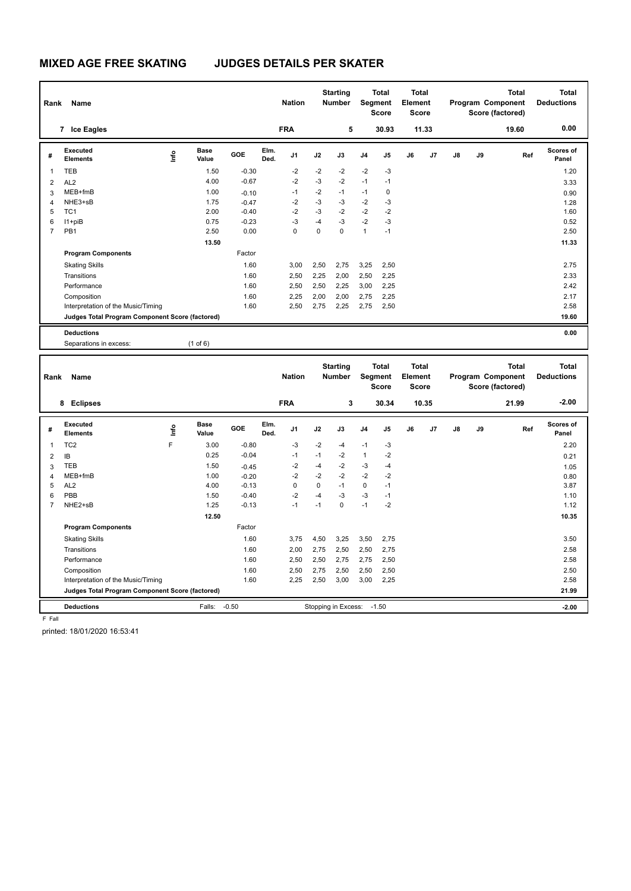# MIXED AGE FREE SKATING JUDGES DETAILS PER SKATER

| Rank | Name | Nation | Starting Number | Total Segment Score | Total Element Score | Total Program Component Score (factored) | Total Deductions |
|---|---|---|---|---|---|---|---|
| 7 | Ice Eagles | FRA | 5 | 30.93 | 11.33 | 19.60 | 0.00 |

| # | Executed Elements | Info | Base Value | GOE | Elm. Ded. | J1 | J2 | J3 | J4 | J5 | J6 | J7 | J8 | J9 | Ref | Scores of Panel |
|---|---|---|---|---|---|---|---|---|---|---|---|---|---|---|---|---|
| 1 | TEB | | 1.50 | -0.30 | | -2 | -2 | -2 | -2 | -3 | | | | | | 1.20 |
| 2 | AL2 | | 4.00 | -0.67 | | -2 | -3 | -2 | -1 | -1 | | | | | | 3.33 |
| 3 | MEB+fmB | | 1.00 | -0.10 | | -1 | -2 | -1 | -1 | 0 | | | | | | 0.90 |
| 4 | NHE3+sB | | 1.75 | -0.47 | | -2 | -3 | -3 | -2 | -3 | | | | | | 1.28 |
| 5 | TC1 | | 2.00 | -0.40 | | -2 | -3 | -2 | -2 | -2 | | | | | | 1.60 |
| 6 | I1+piB | | 0.75 | -0.23 | | -3 | -4 | -3 | -2 | -3 | | | | | | 0.52 |
| 7 | PB1 | | 2.50 | 0.00 | | 0 | 0 | 0 | 1 | -1 | | | | | | 2.50 |
| | | | 13.50 | | | | | | | | | | | | | 11.33 |
| | **Program Components** | | | Factor | | | | | | | | | | | | |
| | Skating Skills | | | 1.60 | | 3,00 | 2,50 | 2,75 | 3,25 | 2,50 | | | | | | 2.75 |
| | Transitions | | | 1.60 | | 2,50 | 2,25 | 2,00 | 2,50 | 2,25 | | | | | | 2.33 |
| | Performance | | | 1.60 | | 2,50 | 2,50 | 2,25 | 3,00 | 2,25 | | | | | | 2.42 |
| | Composition | | | 1.60 | | 2,25 | 2,00 | 2,00 | 2,75 | 2,25 | | | | | | 2.17 |
| | Interpretation of the Music/Timing | | | 1.60 | | 2,50 | 2,75 | 2,25 | 2,75 | 2,50 | | | | | | 2.58 |
| | **Judges Total Program Component Score (factored)** | | | | | | | | | | | | | | | 19.60 |
| | **Deductions** | | | | | | | | | | | | | | | 0.00 |
| | Separations in excess: | | (1 of 6) | | | | | | | | | | | | | |

| Rank | Name | Nation | Starting Number | Total Segment Score | Total Element Score | Total Program Component Score (factored) | Total Deductions |
|---|---|---|---|---|---|---|---|
| 8 | Eclipses | FRA | 3 | 30.34 | 10.35 | 21.99 | -2.00 |

| # | Executed Elements | Info | Base Value | GOE | Elm. Ded. | J1 | J2 | J3 | J4 | J5 | J6 | J7 | J8 | J9 | Ref | Scores of Panel |
|---|---|---|---|---|---|---|---|---|---|---|---|---|---|---|---|---|
| 1 | TC2 | F | 3.00 | -0.80 | | -3 | -2 | -4 | -1 | -3 | | | | | | 2.20 |
| 2 | IB | | 0.25 | -0.04 | | -1 | -1 | -2 | 1 | -2 | | | | | | 0.21 |
| 3 | TEB | | 1.50 | -0.45 | | -2 | -4 | -2 | -3 | -4 | | | | | | 1.05 |
| 4 | MEB+fmB | | 1.00 | -0.20 | | -2 | -2 | -2 | -2 | -2 | | | | | | 0.80 |
| 5 | AL2 | | 4.00 | -0.13 | | 0 | 0 | -1 | 0 | -1 | | | | | | 3.87 |
| 6 | PBB | | 1.50 | -0.40 | | -2 | -4 | -3 | -3 | -1 | | | | | | 1.10 |
| 7 | NHE2+sB | | 1.25 | -0.13 | | -1 | -1 | 0 | -1 | -2 | | | | | | 1.12 |
| | | | 12.50 | | | | | | | | | | | | | 10.35 |
| | **Program Components** | | | Factor | | | | | | | | | | | | |
| | Skating Skills | | | 1.60 | | 3,75 | 4,50 | 3,25 | 3,50 | 2,75 | | | | | | 3.50 |
| | Transitions | | | 1.60 | | 2,00 | 2,75 | 2,50 | 2,50 | 2,75 | | | | | | 2.58 |
| | Performance | | | 1.60 | | 2,50 | 2,50 | 2,75 | 2,75 | 2,50 | | | | | | 2.58 |
| | Composition | | | 1.60 | | 2,50 | 2,75 | 2,50 | 2,50 | 2,50 | | | | | | 2.50 |
| | Interpretation of the Music/Timing | | | 1.60 | | 2,25 | 2,50 | 3,00 | 3,00 | 2,25 | | | | | | 2.58 |
| | **Judges Total Program Component Score (factored)** | | | | | | | | | | | | | | | 21.99 |
| | **Deductions** | | Falls: | -0.50 | | Stopping in Excess: | | | -1.50 | | | | | | | -2.00 |

F Fall

printed: 18/01/2020 16:53:41